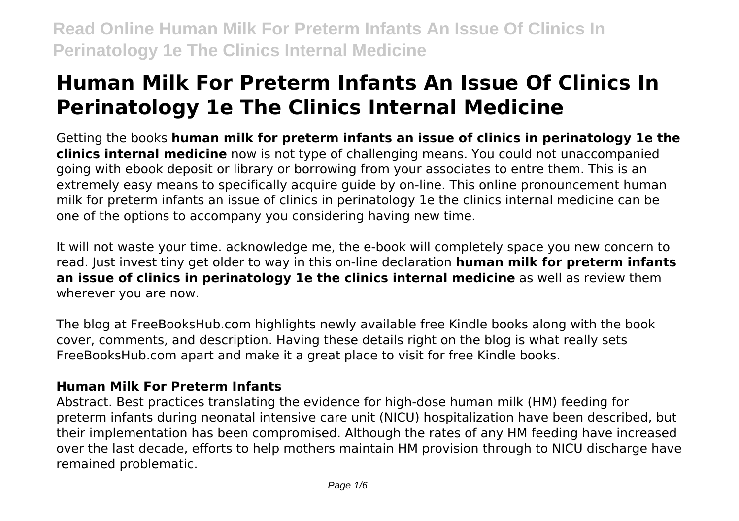# Human Milk For Preterm Infants An Issue Of Clinics In Perinatology 1e The Clinics Internal Medicine

Getting the books **human milk for preterm infants an issue of clinics in perinatology 1e the clinics internal medicine** now is not type of challenging means. You could not unaccompanied going with ebook deposit or library or borrowing from your associates to entre them. This is an extremely easy means to specifically acquire guide by on-line. This online pronouncement human milk for preterm infants an issue of clinics in perinatology 1e the clinics internal medicine can be one of the options to accompany you considering having new time.

It will not waste your time. acknowledge me, the e-book will completely space you new concern to read. Just invest tiny get older to way in this on-line declaration **human milk for preterm infants an issue of clinics in perinatology 1e the clinics internal medicine** as well as review them wherever you are now.

The blog at FreeBooksHub.com highlights newly available free Kindle books along with the book cover, comments, and description. Having these details right on the blog is what really sets FreeBooksHub.com apart and make it a great place to visit for free Kindle books.

## Human Milk For Preterm Infants

Abstract. Best practices translating the evidence for high-dose human milk (HM) feeding for preterm infants during neonatal intensive care unit (NICU) hospitalization have been described, but their implementation has been compromised. Although the rates of any HM feeding have increased over the last decade, efforts to help mothers maintain HM provision through to NICU discharge have remained problematic.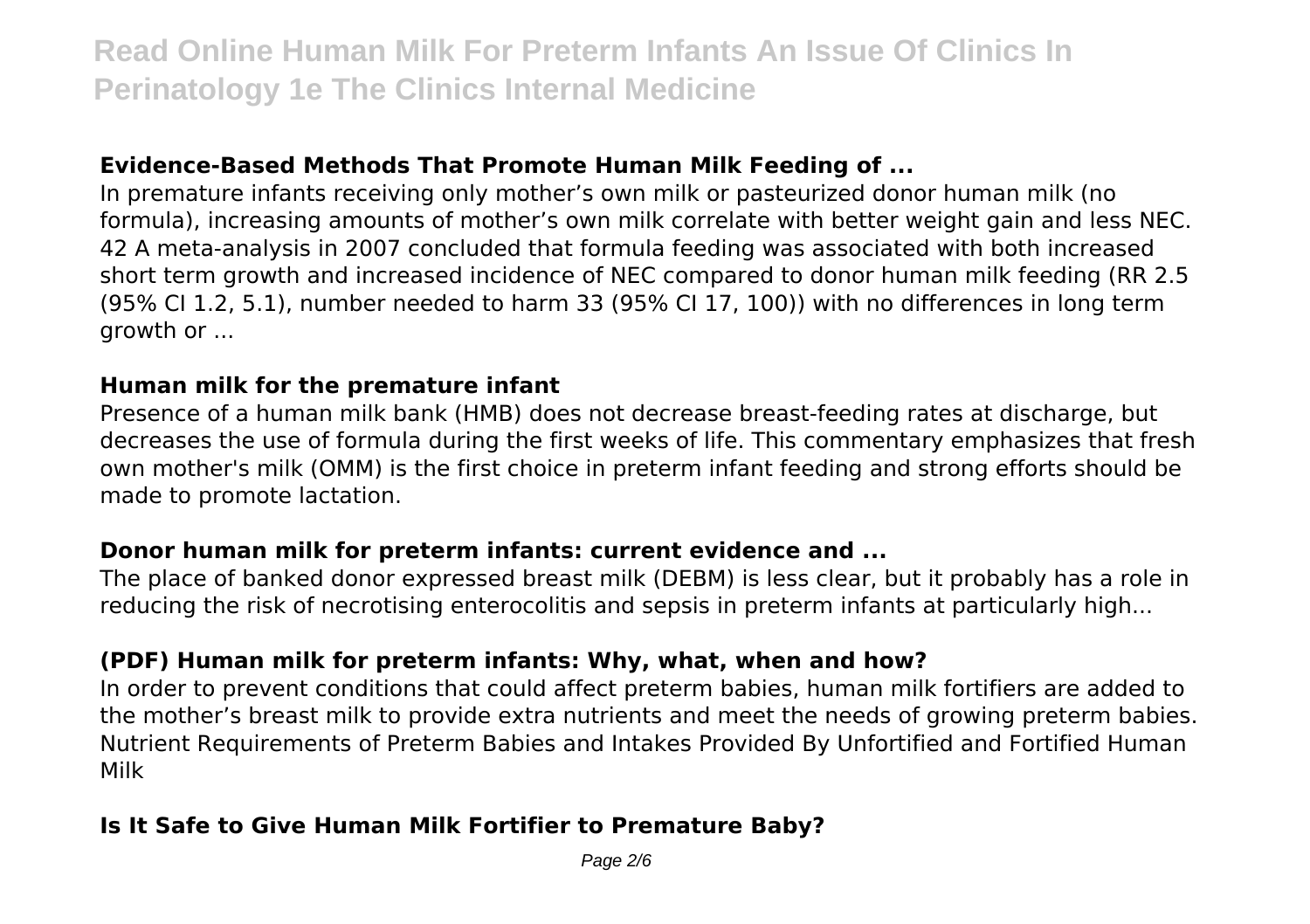### Evidence-Based Methods That Promote Human Milk Feeding of ...

In premature infants receiving only mother's own milk or pasteurized donor human milk (no formula), increasing amounts of mother's own milk correlate with better weight gain and less NEC. 42 A meta-analysis in 2007 concluded that formula feeding was associated with both increased short term growth and increased incidence of NEC compared to donor human milk feeding (RR 2.5 (95% CI 1.2, 5.1), number needed to harm 33 (95% CI 17, 100)) with no differences in long term growth or ...

### Human milk for the premature infant

Presence of a human milk bank (HMB) does not decrease breast-feeding rates at discharge, but decreases the use of formula during the first weeks of life. This commentary emphasizes that fresh own mother's milk (OMM) is the first choice in preterm infant feeding and strong efforts should be made to promote lactation.

### Donor human milk for preterm infants: current evidence and ...

The place of banked donor expressed breast milk (DEBM) is less clear, but it probably has a role in reducing the risk of necrotising enterocolitis and sepsis in preterm infants at particularly high...

### (PDF) Human milk for preterm infants: Why, what, when and how?

In order to prevent conditions that could affect preterm babies, human milk fortifiers are added to the mother's breast milk to provide extra nutrients and meet the needs of growing preterm babies. Nutrient Requirements of Preterm Babies and Intakes Provided By Unfortified and Fortified Human Milk

### Is It Safe to Give Human Milk Fortifier to Premature Baby?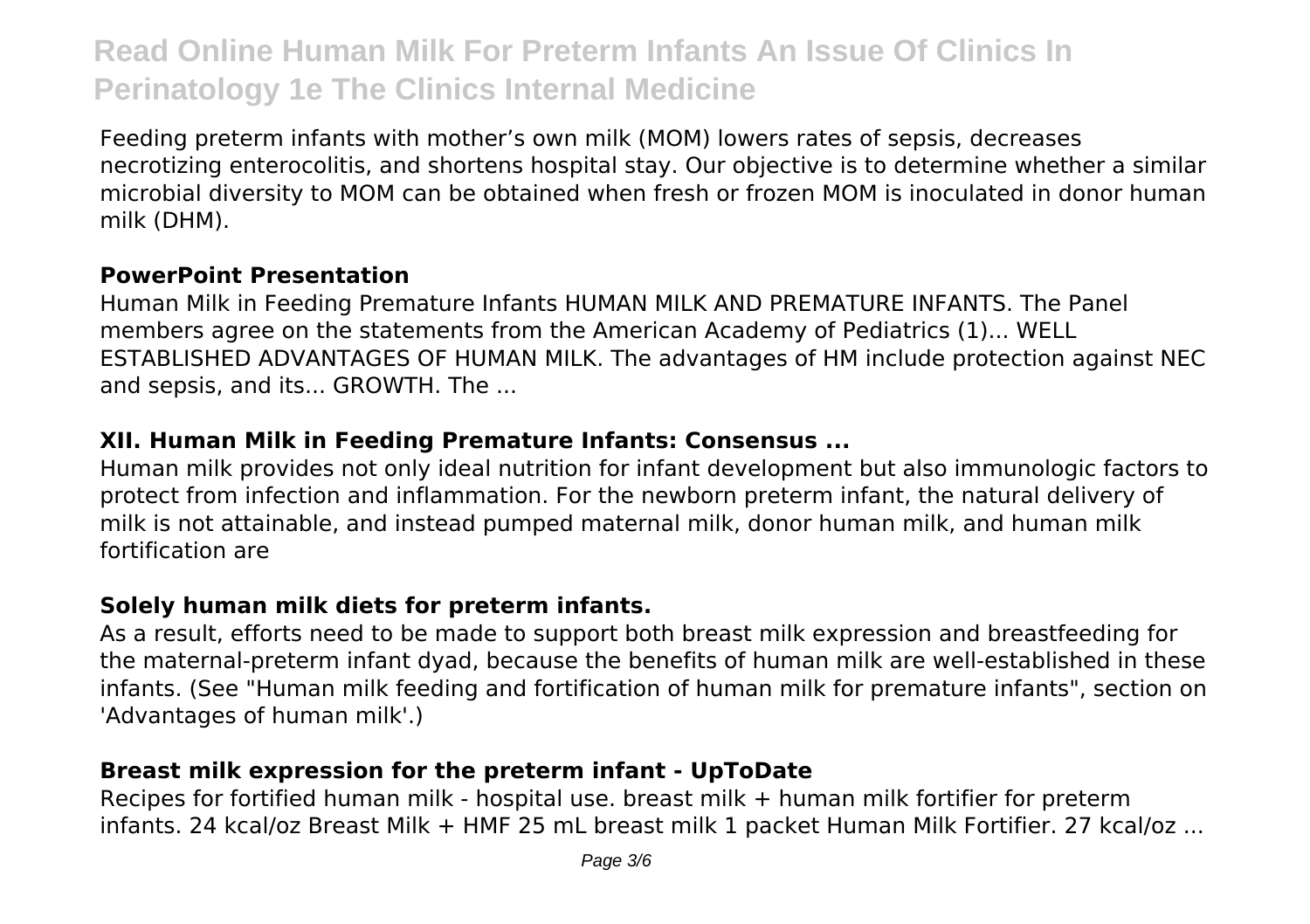Feeding preterm infants with mother's own milk (MOM) lowers rates of sepsis, decreases necrotizing enterocolitis, and shortens hospital stay. Our objective is to determine whether a similar microbial diversity to MOM can be obtained when fresh or frozen MOM is inoculated in donor human milk (DHM).

### PowerPoint Presentation

Human Milk in Feeding Premature Infants HUMAN MILK AND PREMATURE INFANTS. The Panel members agree on the statements from the American Academy of Pediatrics (1)... WELL ESTABLISHED ADVANTAGES OF HUMAN MILK. The advantages of HM include protection against NEC and sepsis, and its... GROWTH. The ...

### XII. Human Milk in Feeding Premature Infants: Consensus ...

Human milk provides not only ideal nutrition for infant development but also immunologic factors to protect from infection and inflammation. For the newborn preterm infant, the natural delivery of milk is not attainable, and instead pumped maternal milk, donor human milk, and human milk fortification are

### Solely human milk diets for preterm infants.

As a result, efforts need to be made to support both breast milk expression and breastfeeding for the maternal-preterm infant dyad, because the benefits of human milk are well-established in these infants. (See "Human milk feeding and fortification of human milk for premature infants", section on 'Advantages of human milk'.)

### Breast milk expression for the preterm infant - UpToDate

Recipes for fortified human milk - hospital use. breast milk + human milk fortifier for preterm infants. 24 kcal/oz Breast Milk + HMF 25 mL breast milk 1 packet Human Milk Fortifier. 27 kcal/oz ...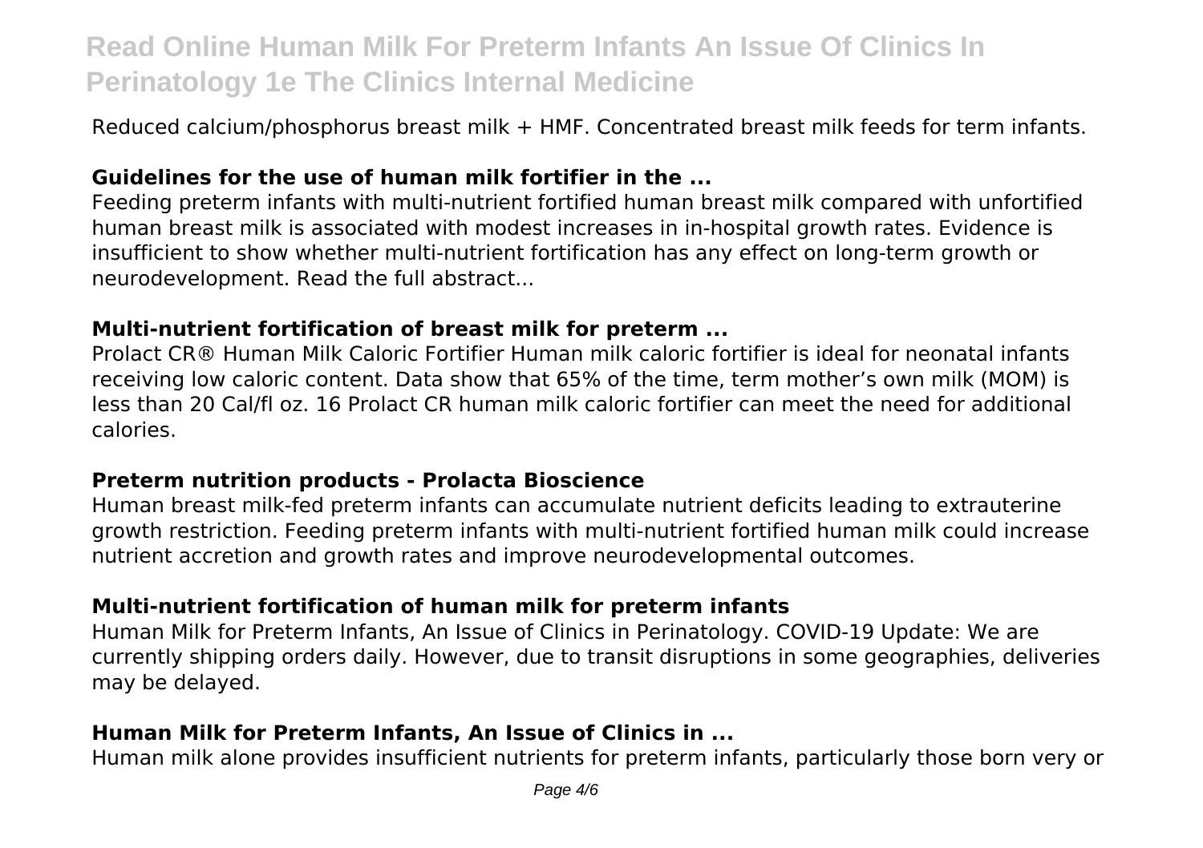Reduced calcium/phosphorus breast milk + HMF. Concentrated breast milk feeds for term infants.

### Guidelines for the use of human milk fortifier in the ...

Feeding preterm infants with multi-nutrient fortified human breast milk compared with unfortified human breast milk is associated with modest increases in in-hospital growth rates. Evidence is insufficient to show whether multi-nutrient fortification has any effect on long-term growth or neurodevelopment. Read the full abstract...

### Multi-nutrient fortification of breast milk for preterm ...

Prolact CR® Human Milk Caloric Fortifier Human milk caloric fortifier is ideal for neonatal infants receiving low caloric content. Data show that 65% of the time, term mother's own milk (MOM) is less than 20 Cal/fl oz. 16 Prolact CR human milk caloric fortifier can meet the need for additional calories.

### Preterm nutrition products - Prolacta Bioscience

Human breast milk-fed preterm infants can accumulate nutrient deficits leading to extrauterine growth restriction. Feeding preterm infants with multi-nutrient fortified human milk could increase nutrient accretion and growth rates and improve neurodevelopmental outcomes.

### Multi-nutrient fortification of human milk for preterm infants

Human Milk for Preterm Infants, An Issue of Clinics in Perinatology. COVID-19 Update: We are currently shipping orders daily. However, due to transit disruptions in some geographies, deliveries may be delayed.

### Human Milk for Preterm Infants, An Issue of Clinics in ...

Human milk alone provides insufficient nutrients for preterm infants, particularly those born very or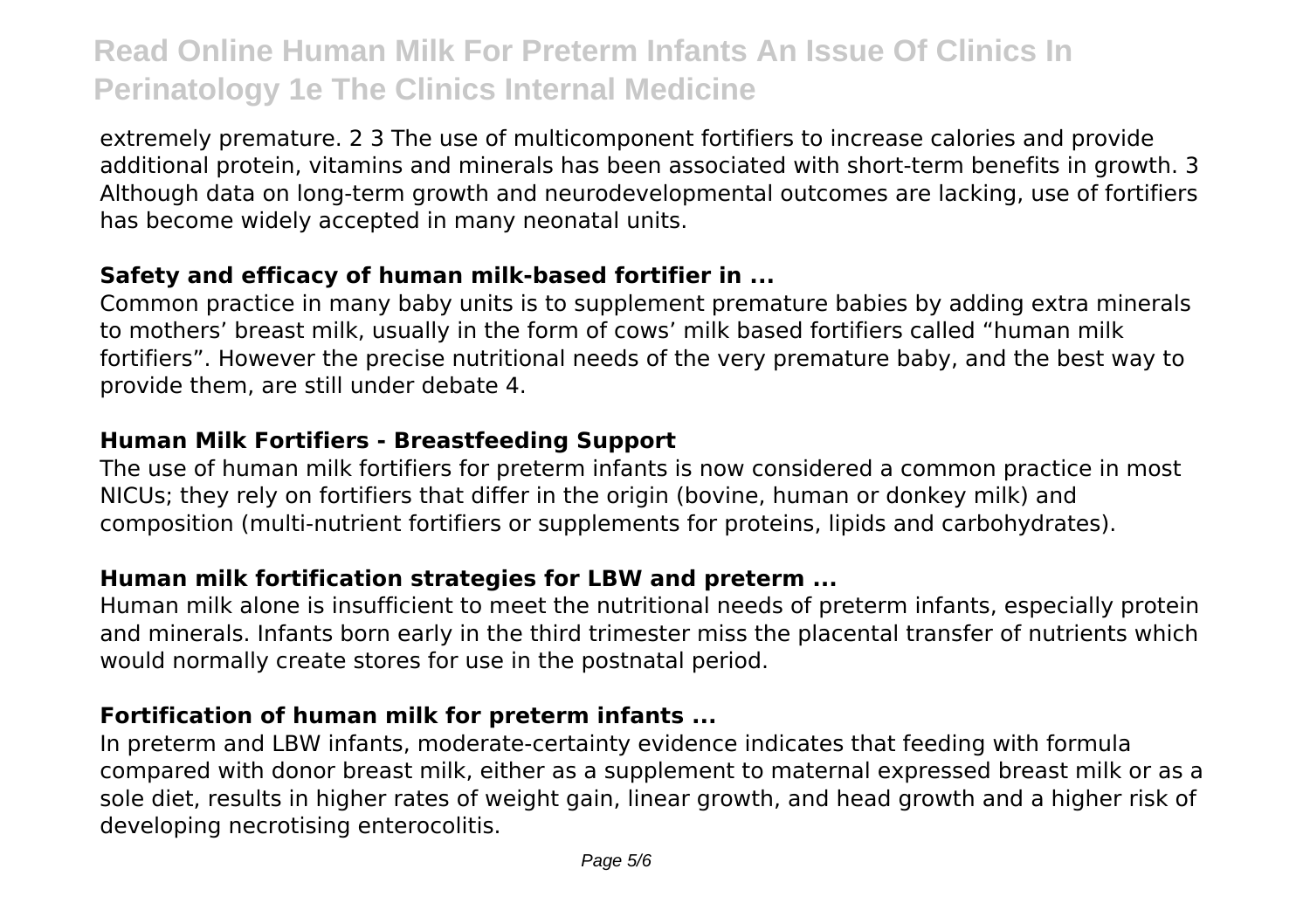extremely premature. 2 3 The use of multicomponent fortifiers to increase calories and provide additional protein, vitamins and minerals has been associated with short-term benefits in growth. 3 Although data on long-term growth and neurodevelopmental outcomes are lacking, use of fortifiers has become widely accepted in many neonatal units.

### **Safety and efficacy of human milk-based fortifier in ...**

Common practice in many baby units is to supplement premature babies by adding extra minerals to mothers' breast milk, usually in the form of cows' milk based fortifiers called "human milk fortifiers". However the precise nutritional needs of the very premature baby, and the best way to provide them, are still under debate 4.

### **Human Milk Fortifiers - Breastfeeding Support**

The use of human milk fortifiers for preterm infants is now considered a common practice in most NICUs; they rely on fortifiers that differ in the origin (bovine, human or donkey milk) and composition (multi-nutrient fortifiers or supplements for proteins, lipids and carbohydrates).

### **Human milk fortification strategies for LBW and preterm ...**

Human milk alone is insufficient to meet the nutritional needs of preterm infants, especially protein and minerals. Infants born early in the third trimester miss the placental transfer of nutrients which would normally create stores for use in the postnatal period.

### **Fortification of human milk for preterm infants ...**

In preterm and LBW infants, moderate-certainty evidence indicates that feeding with formula compared with donor breast milk, either as a supplement to maternal expressed breast milk or as a sole diet, results in higher rates of weight gain, linear growth, and head growth and a higher risk of developing necrotising enterocolitis.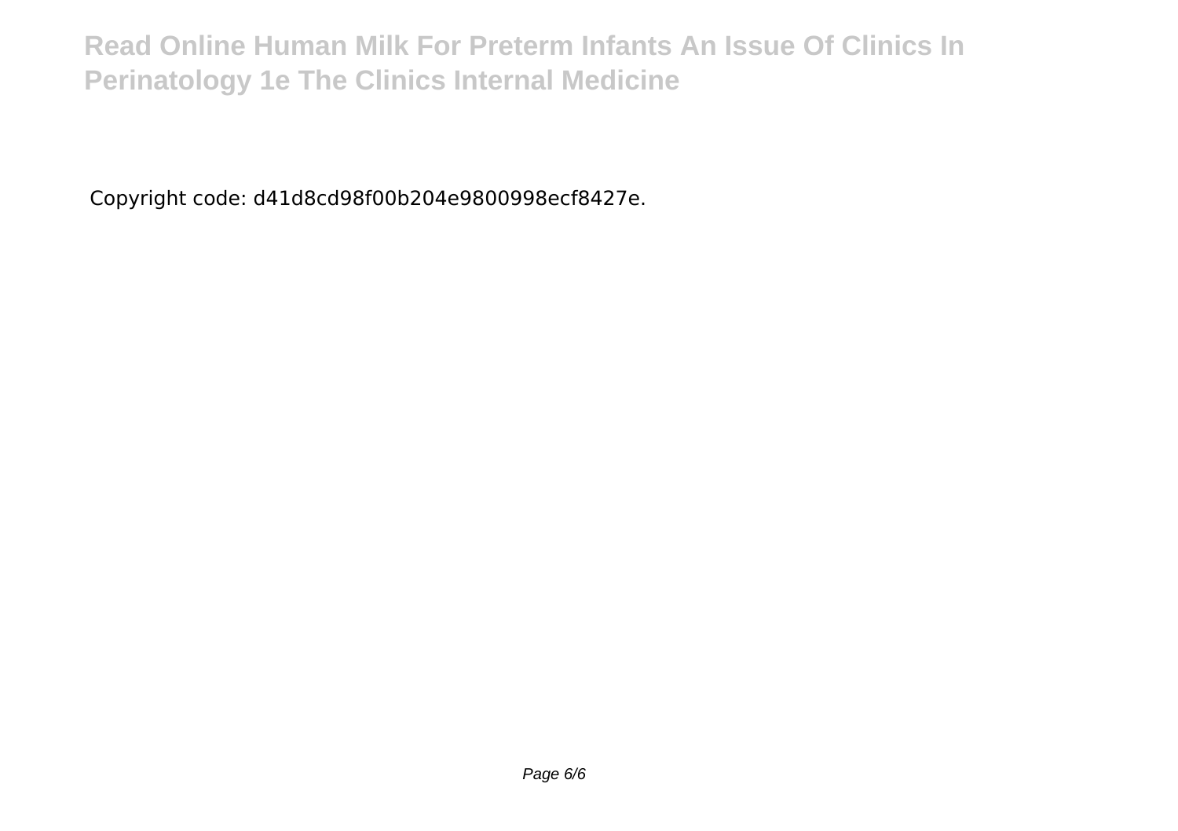Copyright code: d41d8cd98f00b204e9800998ecf8427e.